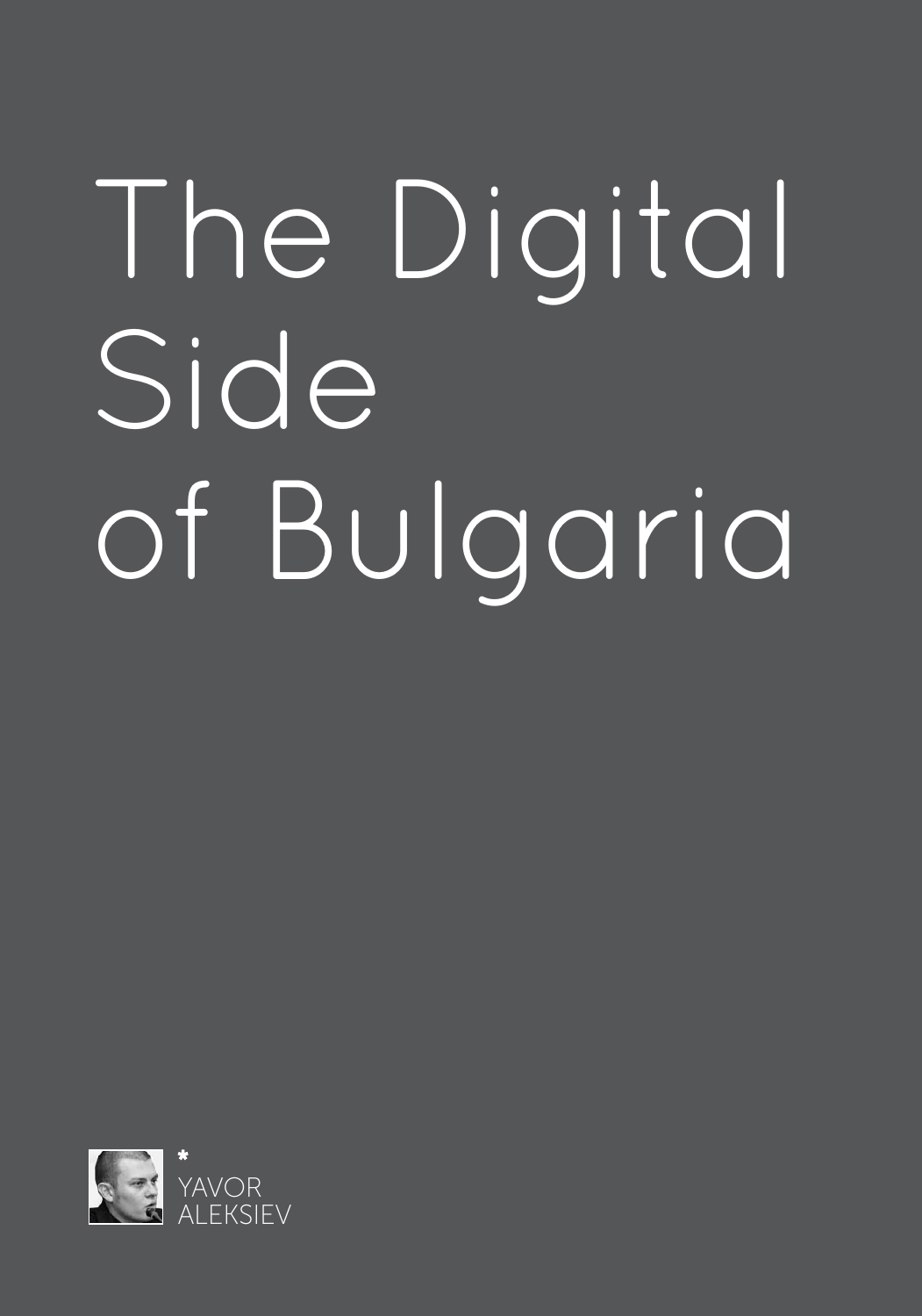# The Digital Side of Bulgaria

*
YAVOR
ALEKSIEV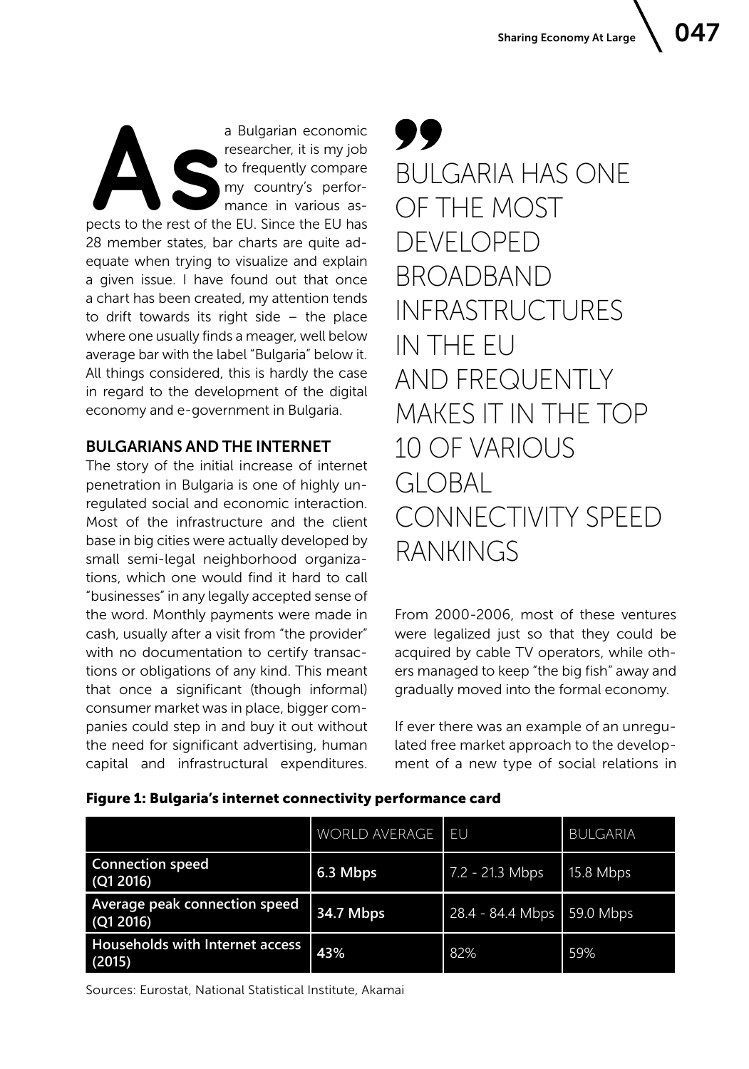As a Bulgarian economic researcher, it is my job to frequently compare my country's performance in various aspects to the rest of the EU. Since the EU has 28 member states, bar charts are quite adequate when trying to visualize and explain a given issue. I have found out that once a chart has been created, my attention tends to drift towards its right side – the place where one usually finds a meager, well below average bar with the label "Bulgaria" below it. All things considered, this is hardly the case in regard to the development of the digital economy and e-government in Bulgaria.

## BULGARIANS AND THE INTERNET

The story of the initial increase of internet penetration in Bulgaria is one of highly unregulated social and economic interaction. Most of the infrastructure and the client base in big cities were actually developed by small semi-legal neighborhood organizations, which one would find it hard to call "businesses" in any legally accepted sense of the word. Monthly payments were made in cash, usually after a visit from "the provider" with no documentation to certify transactions or obligations of any kind. This meant that once a significant (though informal) consumer market was in place, bigger companies could step in and buy it out without the need for significant advertising, human capital and infrastructural expenditures.

> BULGARIA HAS ONE OF THE MOST DEVELOPED BROADBAND INFRASTRUCTURES IN THE EU AND FREQUENTLY MAKES IT IN THE TOP 10 OF VARIOUS GLOBAL CONNECTIVITY SPEED RANKINGS

From 2000-2006, most of these ventures were legalized just so that they could be acquired by cable TV operators, while others managed to keep "the big fish" away and gradually moved into the formal economy.

If ever there was an example of an unregulated free market approach to the development of a new type of social relations in

**Figure 1: Bulgaria's internet connectivity performance card**

| | WORLD AVERAGE | EU | BULGARIA |
|---|---|---|---|
| **Connection speed (Q1 2016)** | **6.3 Mbps** | 7.2 - 21.3 Mbps | 15.8 Mbps |
| **Average peak connection speed (Q1 2016)** | **34.7 Mbps** | 28.4 - 84.4 Mbps | 59.0 Mbps |
| **Households with Internet access (2015)** | **43%** | 82% | 59% |

Sources: Eurostat, National Statistical Institute, Akamai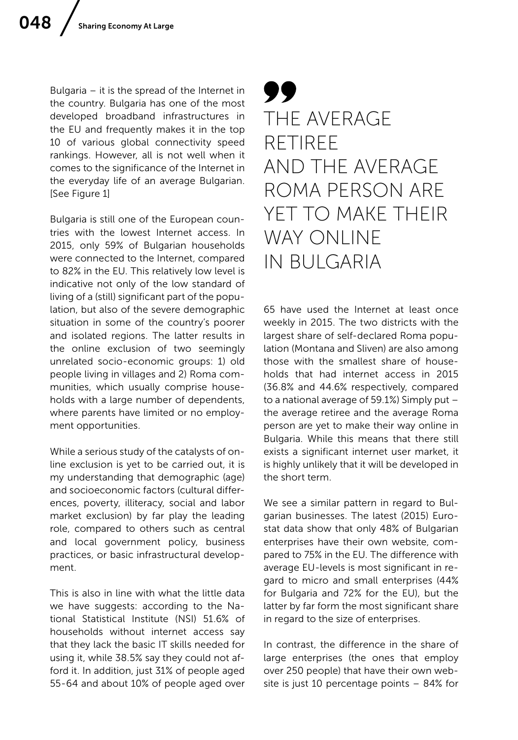Bulgaria – it is the spread of the Internet in the country. Bulgaria has one of the most developed broadband infrastructures in the EU and frequently makes it in the top 10 of various global connectivity speed rankings. However, all is not well when it comes to the significance of the Internet in the everyday life of an average Bulgarian. [See Figure 1]

Bulgaria is still one of the European countries with the lowest Internet access. In 2015, only 59% of Bulgarian households were connected to the Internet, compared to 82% in the EU. This relatively low level is indicative not only of the low standard of living of a (still) significant part of the population, but also of the severe demographic situation in some of the country's poorer and isolated regions. The latter results in the online exclusion of two seemingly unrelated socio-economic groups: 1) old people living in villages and 2) Roma communities, which usually comprise households with a large number of dependents, where parents have limited or no employment opportunities.

While a serious study of the catalysts of online exclusion is yet to be carried out, it is my understanding that demographic (age) and socioeconomic factors (cultural differences, poverty, illiteracy, social and labor market exclusion) by far play the leading role, compared to others such as central and local government policy, business practices, or basic infrastructural development.

This is also in line with what the little data we have suggests: according to the National Statistical Institute (NSI) 51.6% of households without internet access say that they lack the basic IT skills needed for using it, while 38.5% say they could not afford it. In addition, just 31% of people aged 55-64 and about 10% of people aged over 65 have used the Internet at least once weekly in 2015. The two districts with the largest share of self-declared Roma population (Montana and Sliven) are also among those with the smallest share of households that had internet access in 2015 (36.8% and 44.6% respectively, compared to a national average of 59.1%) Simply put – the average retiree and the average Roma person are yet to make their way online in Bulgaria. While this means that there still exists a significant internet user market, it is highly unlikely that it will be developed in the short term.

> THE AVERAGE RETIREE AND THE AVERAGE ROMA PERSON ARE YET TO MAKE THEIR WAY ONLINE IN BULGARIA

We see a similar pattern in regard to Bulgarian businesses. The latest (2015) Eurostat data show that only 48% of Bulgarian enterprises have their own website, compared to 75% in the EU. The difference with average EU-levels is most significant in regard to micro and small enterprises (44% for Bulgaria and 72% for the EU), but the latter by far form the most significant share in regard to the size of enterprises.

In contrast, the difference in the share of large enterprises (the ones that employ over 250 people) that have their own website is just 10 percentage points – 84% for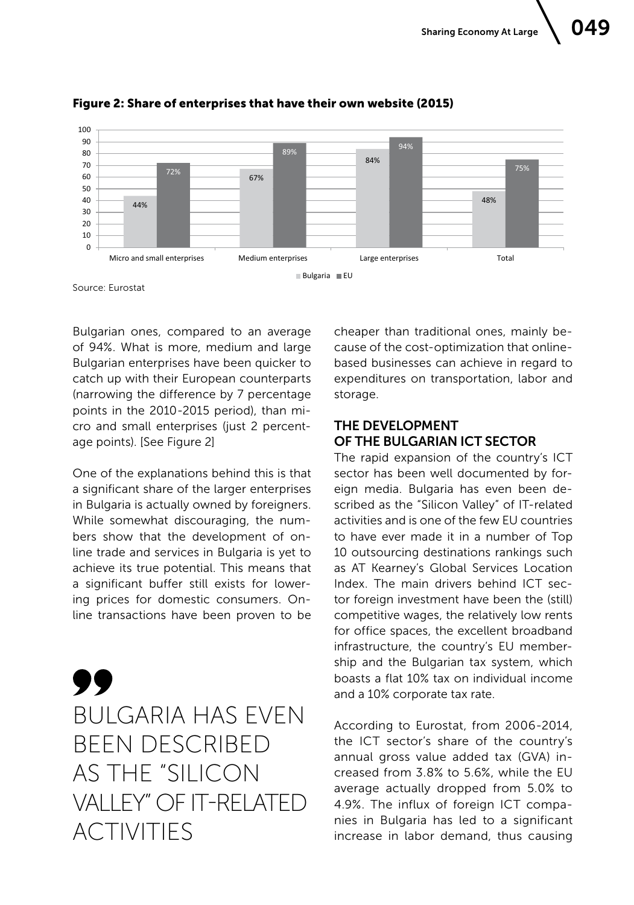**Figure 2: Share of enterprises that have their own website (2015)**

| | Micro and small enterprises | Medium enterprises | Large enterprises | Total |
|---|---|---|---|---|
| Bulgaria | 44% | 67% | 84% | 48% |
| EU | 72% | 89% | 94% | 75% |

Source: Eurostat

Bulgarian ones, compared to an average of 94%. What is more, medium and large Bulgarian enterprises have been quicker to catch up with their European counterparts (narrowing the difference by 7 percentage points in the 2010-2015 period), than micro and small enterprises (just 2 percentage points). [See Figure 2]

One of the explanations behind this is that a significant share of the larger enterprises in Bulgaria is actually owned by foreigners. While somewhat discouraging, the numbers show that the development of online trade and services in Bulgaria is yet to achieve its true potential. This means that a significant buffer still exists for lowering prices for domestic consumers. Online transactions have been proven to be cheaper than traditional ones, mainly because of the cost-optimization that online-based businesses can achieve in regard to expenditures on transportation, labor and storage.

> BULGARIA HAS EVEN BEEN DESCRIBED AS THE "SILICON VALLEY" OF IT-RELATED ACTIVITIES

## THE DEVELOPMENT OF THE BULGARIAN ICT SECTOR

The rapid expansion of the country's ICT sector has been well documented by foreign media. Bulgaria has even been described as the "Silicon Valley" of IT-related activities and is one of the few EU countries to have ever made it in a number of Top 10 outsourcing destinations rankings such as AT Kearney's Global Services Location Index. The main drivers behind ICT sector foreign investment have been the (still) competitive wages, the relatively low rents for office spaces, the excellent broadband infrastructure, the country's EU membership and the Bulgarian tax system, which boasts a flat 10% tax on individual income and a 10% corporate tax rate.

According to Eurostat, from 2006-2014, the ICT sector's share of the country's annual gross value added tax (GVA) increased from 3.8% to 5.6%, while the EU average actually dropped from 5.0% to 4.9%. The influx of foreign ICT companies in Bulgaria has led to a significant increase in labor demand, thus causing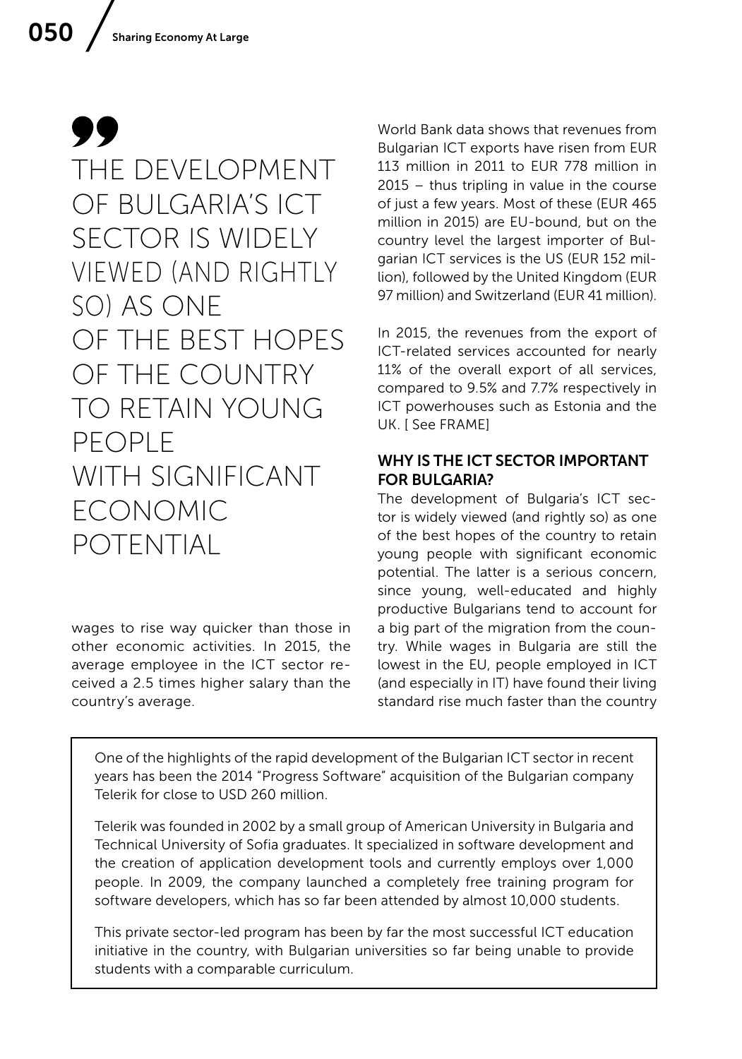> THE DEVELOPMENT OF BULGARIA'S ICT SECTOR IS WIDELY VIEWED (AND RIGHTLY SO) AS ONE OF THE BEST HOPES OF THE COUNTRY TO RETAIN YOUNG PEOPLE WITH SIGNIFICANT ECONOMIC POTENTIAL

wages to rise way quicker than those in other economic activities. In 2015, the average employee in the ICT sector received a 2.5 times higher salary than the country's average.

World Bank data shows that revenues from Bulgarian ICT exports have risen from EUR 113 million in 2011 to EUR 778 million in 2015 – thus tripling in value in the course of just a few years. Most of these (EUR 465 million in 2015) are EU-bound, but on the country level the largest importer of Bulgarian ICT services is the US (EUR 152 million), followed by the United Kingdom (EUR 97 million) and Switzerland (EUR 41 million).

In 2015, the revenues from the export of ICT-related services accounted for nearly 11% of the overall export of all services, compared to 9.5% and 7.7% respectively in ICT powerhouses such as Estonia and the UK. [ See FRAME]

## WHY IS THE ICT SECTOR IMPORTANT FOR BULGARIA?

The development of Bulgaria's ICT sector is widely viewed (and rightly so) as one of the best hopes of the country to retain young people with significant economic potential. The latter is a serious concern, since young, well-educated and highly productive Bulgarians tend to account for a big part of the migration from the country. While wages in Bulgaria are still the lowest in the EU, people employed in ICT (and especially in IT) have found their living standard rise much faster than the country

---

One of the highlights of the rapid development of the Bulgarian ICT sector in recent years has been the 2014 "Progress Software" acquisition of the Bulgarian company Telerik for close to USD 260 million.

Telerik was founded in 2002 by a small group of American University in Bulgaria and Technical University of Sofia graduates. It specialized in software development and the creation of application development tools and currently employs over 1,000 people. In 2009, the company launched a completely free training program for software developers, which has so far been attended by almost 10,000 students.

This private sector-led program has been by far the most successful ICT education initiative in the country, with Bulgarian universities so far being unable to provide students with a comparable curriculum.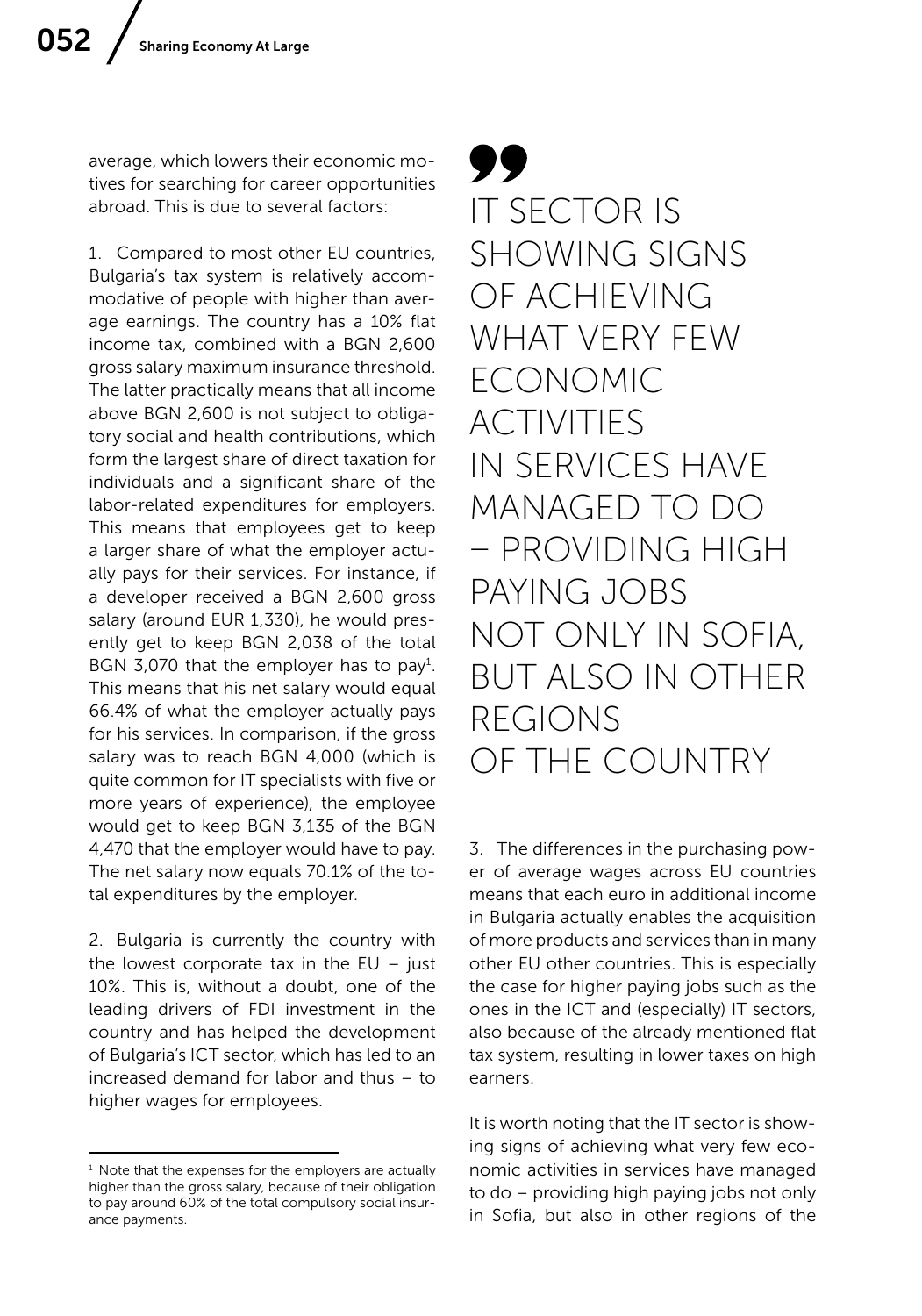average, which lowers their economic motives for searching for career opportunities abroad. This is due to several factors:

1. Compared to most other EU countries, Bulgaria's tax system is relatively accommodative of people with higher than average earnings. The country has a 10% flat income tax, combined with a BGN 2,600 gross salary maximum insurance threshold. The latter practically means that all income above BGN 2,600 is not subject to obligatory social and health contributions, which form the largest share of direct taxation for individuals and a significant share of the labor-related expenditures for employers. This means that employees get to keep a larger share of what the employer actually pays for their services. For instance, if a developer received a BGN 2,600 gross salary (around EUR 1,330), he would presently get to keep BGN 2,038 of the total BGN 3,070 that the employer has to pay[1]. This means that his net salary would equal 66.4% of what the employer actually pays for his services. In comparison, if the gross salary was to reach BGN 4,000 (which is quite common for IT specialists with five or more years of experience), the employee would get to keep BGN 3,135 of the BGN 4,470 that the employer would have to pay. The net salary now equals 70.1% of the total expenditures by the employer.

2. Bulgaria is currently the country with the lowest corporate tax in the EU – just 10%. This is, without a doubt, one of the leading drivers of FDI investment in the country and has helped the development of Bulgaria's ICT sector, which has led to an increased demand for labor and thus – to higher wages for employees.

> IT SECTOR IS SHOWING SIGNS OF ACHIEVING WHAT VERY FEW ECONOMIC ACTIVITIES IN SERVICES HAVE MANAGED TO DO – PROVIDING HIGH PAYING JOBS NOT ONLY IN SOFIA, BUT ALSO IN OTHER REGIONS OF THE COUNTRY

3. The differences in the purchasing power of average wages across EU countries means that each euro in additional income in Bulgaria actually enables the acquisition of more products and services than in many other EU other countries. This is especially the case for higher paying jobs such as the ones in the ICT and (especially) IT sectors, also because of the already mentioned flat tax system, resulting in lower taxes on high earners.

It is worth noting that the IT sector is showing signs of achieving what very few economic activities in services have managed to do – providing high paying jobs not only in Sofia, but also in other regions of the

[1] Note that the expenses for the employers are actually higher than the gross salary, because of their obligation to pay around 60% of the total compulsory social insurance payments.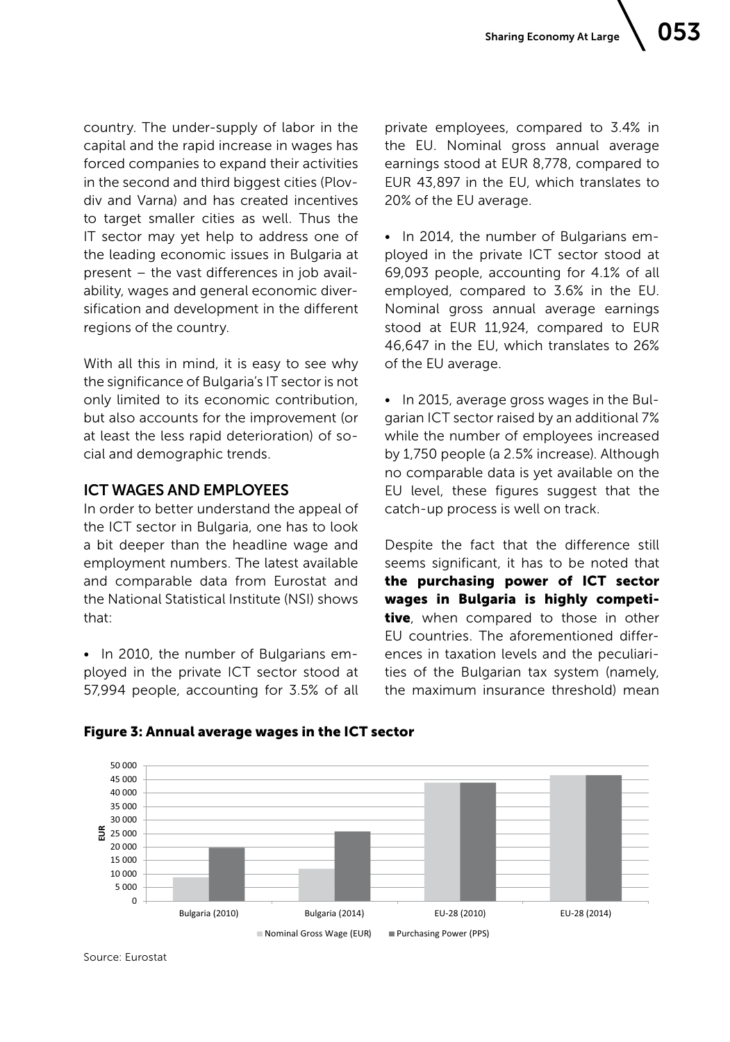country. The under-supply of labor in the capital and the rapid increase in wages has forced companies to expand their activities in the second and third biggest cities (Plovdiv and Varna) and has created incentives to target smaller cities as well. Thus the IT sector may yet help to address one of the leading economic issues in Bulgaria at present – the vast differences in job availability, wages and general economic diversification and development in the different regions of the country.

With all this in mind, it is easy to see why the significance of Bulgaria's IT sector is not only limited to its economic contribution, but also accounts for the improvement (or at least the less rapid deterioration) of social and demographic trends.

## ICT WAGES AND EMPLOYEES

In order to better understand the appeal of the ICT sector in Bulgaria, one has to look a bit deeper than the headline wage and employment numbers. The latest available and comparable data from Eurostat and the National Statistical Institute (NSI) shows that:

- In 2010, the number of Bulgarians employed in the private ICT sector stood at 57,994 people, accounting for 3.5% of all private employees, compared to 3.4% in the EU. Nominal gross annual average earnings stood at EUR 8,778, compared to EUR 43,897 in the EU, which translates to 20% of the EU average.
- In 2014, the number of Bulgarians employed in the private ICT sector stood at 69,093 people, accounting for 4.1% of all employed, compared to 3.6% in the EU. Nominal gross annual average earnings stood at EUR 11,924, compared to EUR 46,647 in the EU, which translates to 26% of the EU average.
- In 2015, average gross wages in the Bulgarian ICT sector raised by an additional 7% while the number of employees increased by 1,750 people (a 2.5% increase). Although no comparable data is yet available on the EU level, these figures suggest that the catch-up process is well on track.

Despite the fact that the difference still seems significant, it has to be noted that **the purchasing power of ICT sector wages in Bulgaria is highly competitive**, when compared to those in other EU countries. The aforementioned differences in taxation levels and the peculiarities of the Bulgarian tax system (namely, the maximum insurance threshold) mean

**Figure 3: Annual average wages in the ICT sector**

Source: Eurostat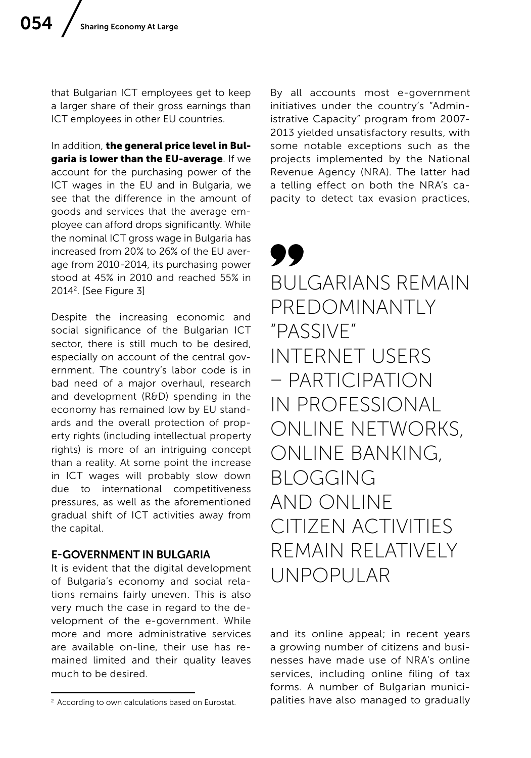that Bulgarian ICT employees get to keep a larger share of their gross earnings than ICT employees in other EU countries.

In addition, **the general price level in Bulgaria is lower than the EU-average**. If we account for the purchasing power of the ICT wages in the EU and in Bulgaria, we see that the difference in the amount of goods and services that the average employee can afford drops significantly. While the nominal ICT gross wage in Bulgaria has increased from 20% to 26% of the EU average from 2010-2014, its purchasing power stood at 45% in 2010 and reached 55% in 2014[2]. [See Figure 3]

Despite the increasing economic and social significance of the Bulgarian ICT sector, there is still much to be desired, especially on account of the central government. The country's labor code is in bad need of a major overhaul, research and development (R&D) spending in the economy has remained low by EU standards and the overall protection of property rights (including intellectual property rights) is more of an intriguing concept than a reality. At some point the increase in ICT wages will probably slow down due to international competitiveness pressures, as well as the aforementioned gradual shift of ICT activities away from the capital.

## E-GOVERNMENT IN BULGARIA

It is evident that the digital development of Bulgaria's economy and social relations remains fairly uneven. This is also very much the case in regard to the development of the e-government. While more and more administrative services are available on-line, their use has remained limited and their quality leaves much to be desired.

By all accounts most e-government initiatives under the country's "Administrative Capacity" program from 2007-2013 yielded unsatisfactory results, with some notable exceptions such as the projects implemented by the National Revenue Agency (NRA). The latter had a telling effect on both the NRA's capacity to detect tax evasion practices, and its online appeal; in recent years a growing number of citizens and businesses have made use of NRA's online services, including online filing of tax forms. A number of Bulgarian municipalities have also managed to gradually

> BULGARIANS REMAIN PREDOMINANTLY "PASSIVE" INTERNET USERS – PARTICIPATION IN PROFESSIONAL ONLINE NETWORKS, ONLINE BANKING, BLOGGING AND ONLINE CITIZEN ACTIVITIES REMAIN RELATIVELY UNPOPULAR

[2] According to own calculations based on Eurostat.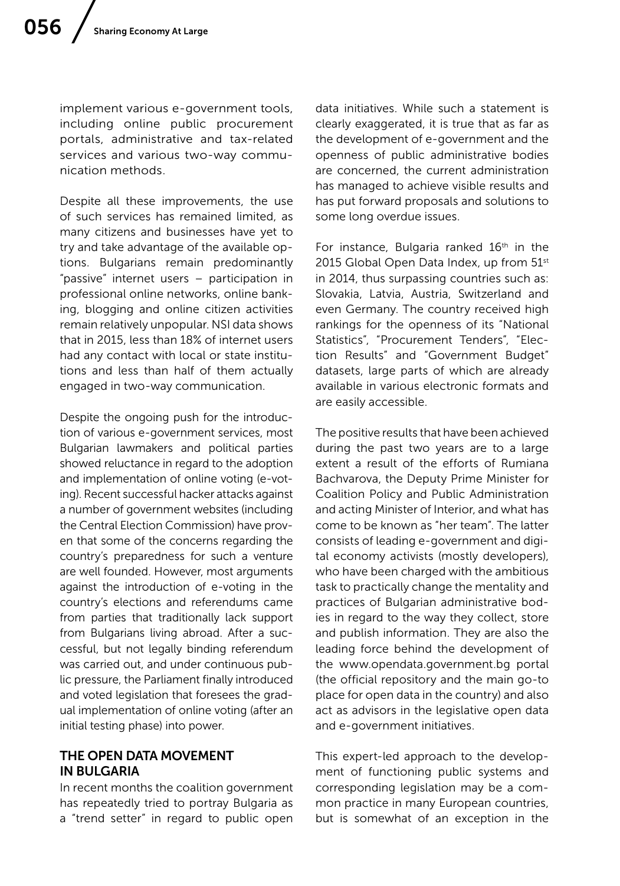implement various e-government tools, including online public procurement portals, administrative and tax-related services and various two-way communication methods.

Despite all these improvements, the use of such services has remained limited, as many citizens and businesses have yet to try and take advantage of the available options. Bulgarians remain predominantly "passive" internet users – participation in professional online networks, online banking, blogging and online citizen activities remain relatively unpopular. NSI data shows that in 2015, less than 18% of internet users had any contact with local or state institutions and less than half of them actually engaged in two-way communication.

Despite the ongoing push for the introduction of various e-government services, most Bulgarian lawmakers and political parties showed reluctance in regard to the adoption and implementation of online voting (e-voting). Recent successful hacker attacks against a number of government websites (including the Central Election Commission) have proven that some of the concerns regarding the country's preparedness for such a venture are well founded. However, most arguments against the introduction of e-voting in the country's elections and referendums came from parties that traditionally lack support from Bulgarians living abroad. After a successful, but not legally binding referendum was carried out, and under continuous public pressure, the Parliament finally introduced and voted legislation that foresees the gradual implementation of online voting (after an initial testing phase) into power.

## THE OPEN DATA MOVEMENT IN BULGARIA

In recent months the coalition government has repeatedly tried to portray Bulgaria as a "trend setter" in regard to public open data initiatives. While such a statement is clearly exaggerated, it is true that as far as the development of e-government and the openness of public administrative bodies are concerned, the current administration has managed to achieve visible results and has put forward proposals and solutions to some long overdue issues.

For instance, Bulgaria ranked 16th in the 2015 Global Open Data Index, up from 51st in 2014, thus surpassing countries such as: Slovakia, Latvia, Austria, Switzerland and even Germany. The country received high rankings for the openness of its "National Statistics", "Procurement Tenders", "Election Results" and "Government Budget" datasets, large parts of which are already available in various electronic formats and are easily accessible.

The positive results that have been achieved during the past two years are to a large extent a result of the efforts of Rumiana Bachvarova, the Deputy Prime Minister for Coalition Policy and Public Administration and acting Minister of Interior, and what has come to be known as "her team". The latter consists of leading e-government and digital economy activists (mostly developers), who have been charged with the ambitious task to practically change the mentality and practices of Bulgarian administrative bodies in regard to the way they collect, store and publish information. They are also the leading force behind the development of the www.opendata.government.bg portal (the official repository and the main go-to place for open data in the country) and also act as advisors in the legislative open data and e-government initiatives.

This expert-led approach to the development of functioning public systems and corresponding legislation may be a common practice in many European countries, but is somewhat of an exception in the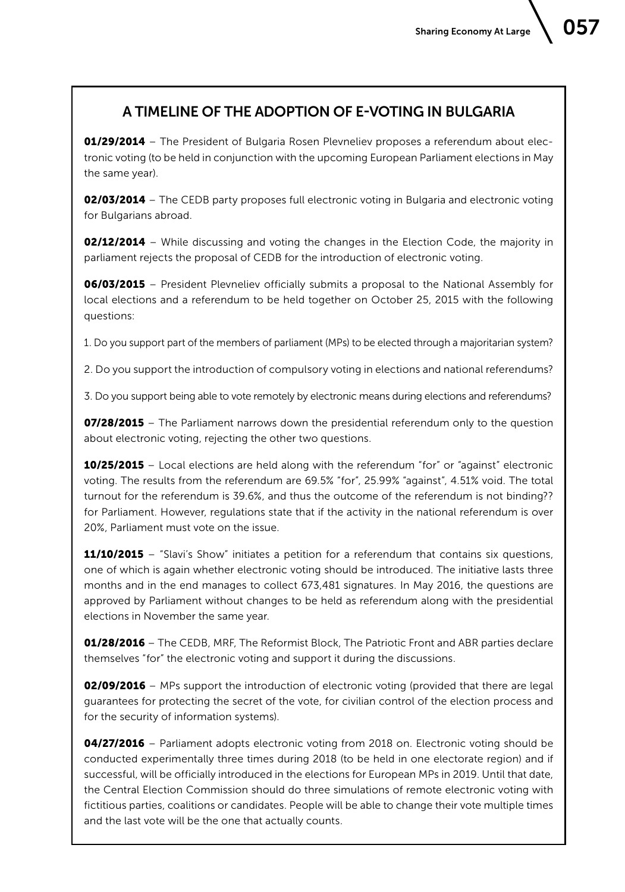## A TIMELINE OF THE ADOPTION OF E-VOTING IN BULGARIA

**01/29/2014** – The President of Bulgaria Rosen Plevneliev proposes a referendum about electronic voting (to be held in conjunction with the upcoming European Parliament elections in May the same year).

**02/03/2014** – The CEDB party proposes full electronic voting in Bulgaria and electronic voting for Bulgarians abroad.

**02/12/2014** – While discussing and voting the changes in the Election Code, the majority in parliament rejects the proposal of CEDB for the introduction of electronic voting.

**06/03/2015** – President Plevneliev officially submits a proposal to the National Assembly for local elections and a referendum to be held together on October 25, 2015 with the following questions:

1. Do you support part of the members of parliament (MPs) to be elected through a majoritarian system?

2. Do you support the introduction of compulsory voting in elections and national referendums?

3. Do you support being able to vote remotely by electronic means during elections and referendums?

**07/28/2015** – The Parliament narrows down the presidential referendum only to the question about electronic voting, rejecting the other two questions.

**10/25/2015** – Local elections are held along with the referendum "for" or "against" electronic voting. The results from the referendum are 69.5% "for", 25.99% "against", 4.51% void. The total turnout for the referendum is 39.6%, and thus the outcome of the referendum is not binding?? for Parliament. However, regulations state that if the activity in the national referendum is over 20%, Parliament must vote on the issue.

**11/10/2015** – "Slavi's Show" initiates a petition for a referendum that contains six questions, one of which is again whether electronic voting should be introduced. The initiative lasts three months and in the end manages to collect 673,481 signatures. In May 2016, the questions are approved by Parliament without changes to be held as referendum along with the presidential elections in November the same year.

**01/28/2016** – The CEDB, MRF, The Reformist Block, The Patriotic Front and ABR parties declare themselves "for" the electronic voting and support it during the discussions.

**02/09/2016** – MPs support the introduction of electronic voting (provided that there are legal guarantees for protecting the secret of the vote, for civilian control of the election process and for the security of information systems).

**04/27/2016** – Parliament adopts electronic voting from 2018 on. Electronic voting should be conducted experimentally three times during 2018 (to be held in one electorate region) and if successful, will be officially introduced in the elections for European MPs in 2019. Until that date, the Central Election Commission should do three simulations of remote electronic voting with fictitious parties, coalitions or candidates. People will be able to change their vote multiple times and the last vote will be the one that actually counts.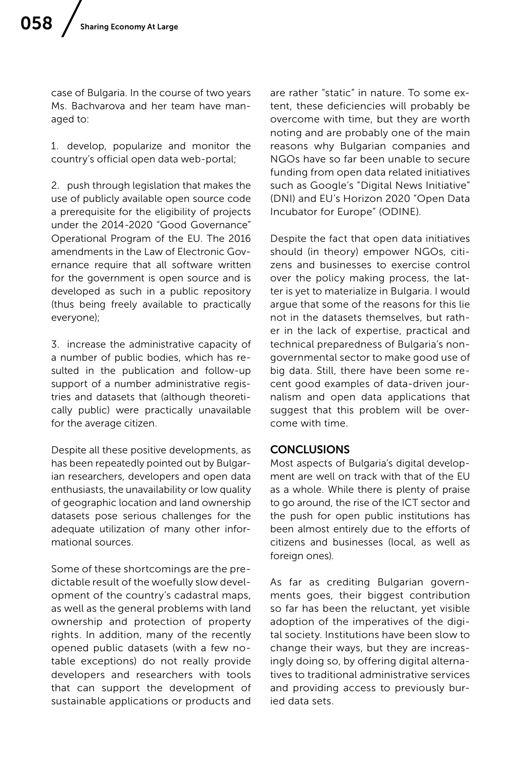case of Bulgaria. In the course of two years Ms. Bachvarova and her team have managed to:

1. develop, popularize and monitor the country's official open data web-portal;

2. push through legislation that makes the use of publicly available open source code a prerequisite for the eligibility of projects under the 2014-2020 "Good Governance" Operational Program of the EU. The 2016 amendments in the Law of Electronic Governance require that all software written for the government is open source and is developed as such in a public repository (thus being freely available to practically everyone);

3. increase the administrative capacity of a number of public bodies, which has resulted in the publication and follow-up support of a number administrative registries and datasets that (although theoretically public) were practically unavailable for the average citizen.

Despite all these positive developments, as has been repeatedly pointed out by Bulgarian researchers, developers and open data enthusiasts, the unavailability or low quality of geographic location and land ownership datasets pose serious challenges for the adequate utilization of many other informational sources.

Some of these shortcomings are the predictable result of the woefully slow development of the country's cadastral maps, as well as the general problems with land ownership and protection of property rights. In addition, many of the recently opened public datasets (with a few notable exceptions) do not really provide developers and researchers with tools that can support the development of sustainable applications or products and are rather "static" in nature. To some extent, these deficiencies will probably be overcome with time, but they are worth noting and are probably one of the main reasons why Bulgarian companies and NGOs have so far been unable to secure funding from open data related initiatives such as Google's "Digital News Initiative" (DNI) and EU's Horizon 2020 "Open Data Incubator for Europe" (ODINE).

Despite the fact that open data initiatives should (in theory) empower NGOs, citizens and businesses to exercise control over the policy making process, the latter is yet to materialize in Bulgaria. I would argue that some of the reasons for this lie not in the datasets themselves, but rather in the lack of expertise, practical and technical preparedness of Bulgaria's non-governmental sector to make good use of big data. Still, there have been some recent good examples of data-driven journalism and open data applications that suggest that this problem will be overcome with time.

## CONCLUSIONS

Most aspects of Bulgaria's digital development are well on track with that of the EU as a whole. While there is plenty of praise to go around, the rise of the ICT sector and the push for open public institutions has been almost entirely due to the efforts of citizens and businesses (local, as well as foreign ones).

As far as crediting Bulgarian governments goes, their biggest contribution so far has been the reluctant, yet visible adoption of the imperatives of the digital society. Institutions have been slow to change their ways, but they are increasingly doing so, by offering digital alternatives to traditional administrative services and providing access to previously buried data sets.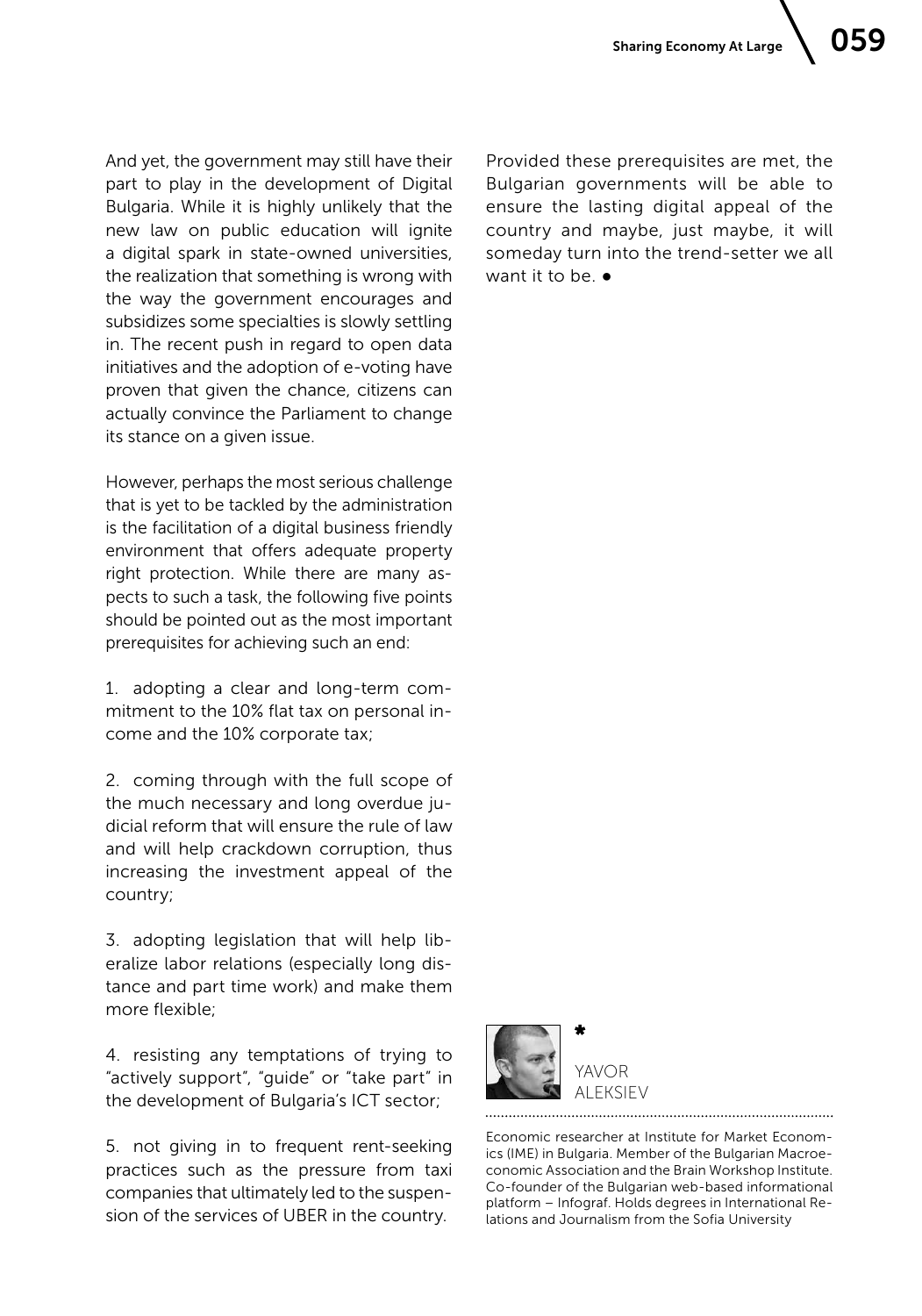And yet, the government may still have their part to play in the development of Digital Bulgaria. While it is highly unlikely that the new law on public education will ignite a digital spark in state-owned universities, the realization that something is wrong with the way the government encourages and subsidizes some specialties is slowly settling in. The recent push in regard to open data initiatives and the adoption of e-voting have proven that given the chance, citizens can actually convince the Parliament to change its stance on a given issue.

However, perhaps the most serious challenge that is yet to be tackled by the administration is the facilitation of a digital business friendly environment that offers adequate property right protection. While there are many aspects to such a task, the following five points should be pointed out as the most important prerequisites for achieving such an end:

1. adopting a clear and long-term commitment to the 10% flat tax on personal income and the 10% corporate tax;

2. coming through with the full scope of the much necessary and long overdue judicial reform that will ensure the rule of law and will help crackdown corruption, thus increasing the investment appeal of the country;

3. adopting legislation that will help liberalize labor relations (especially long distance and part time work) and make them more flexible;

4. resisting any temptations of trying to "actively support", "guide" or "take part" in the development of Bulgaria's ICT sector;

5. not giving in to frequent rent-seeking practices such as the pressure from taxi companies that ultimately led to the suspension of the services of UBER in the country.

Provided these prerequisites are met, the Bulgarian governments will be able to ensure the lasting digital appeal of the country and maybe, just maybe, it will someday turn into the trend-setter we all want it to be. ●

*

YAVOR ALEKSIEV

Economic researcher at Institute for Market Economics (IME) in Bulgaria. Member of the Bulgarian Macroeconomic Association and the Brain Workshop Institute. Co-founder of the Bulgarian web-based informational platform – Infograf. Holds degrees in International Relations and Journalism from the Sofia University